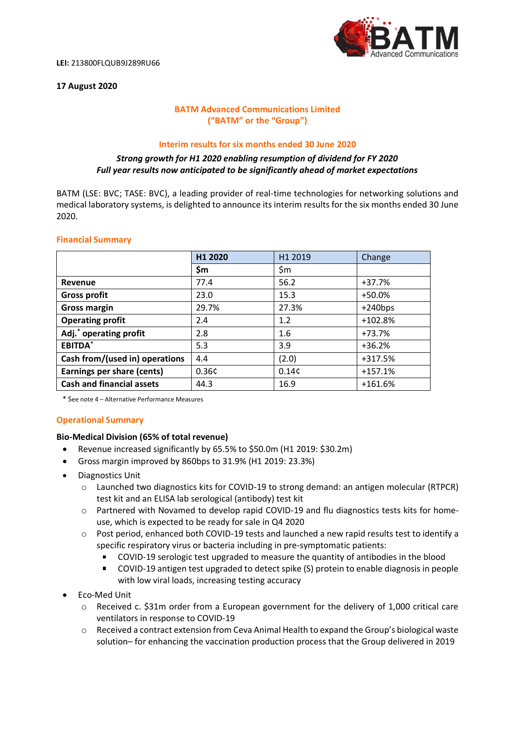**LEI:** 213800FLQUB9J289RU66

**17 August 2020**

# BATM Advanced Communications Limited
# ("BATM" or the "Group")

## Interim results for six months ended 30 June 2020

***Strong growth for H1 2020 enabling resumption of dividend for FY 2020***
***Full year results now anticipated to be significantly ahead of market expectations***

BATM (LSE: BVC; TASE: BVC), a leading provider of real-time technologies for networking solutions and medical laboratory systems, is delighted to announce its interim results for the six months ended 30 June 2020.

### Financial Summary

| | **H1 2020** | H1 2019 | Change |
|---|---|---|---|
| | **$m** | $m | |
| **Revenue** | 77.4 | 56.2 | +37.7% |
| **Gross profit** | 23.0 | 15.3 | +50.0% |
| **Gross margin** | 29.7% | 27.3% | +240bps |
| **Operating profit** | 2.4 | 1.2 | +102.8% |
| **Adj.* operating profit** | 2.8 | 1.6 | +73.7% |
| **EBITDA*** | 5.3 | 3.9 | +36.2% |
| **Cash from/(used in) operations** | 4.4 | (2.0) | +317.5% |
| **Earnings per share (cents)** | 0.36¢ | 0.14¢ | +157.1% |
| **Cash and financial assets** | 44.3 | 16.9 | +161.6% |

\* See note 4 – Alternative Performance Measures

### Operational Summary

**Bio-Medical Division (65% of total revenue)**

- Revenue increased significantly by 65.5% to $50.0m (H1 2019: $30.2m)
- Gross margin improved by 860bps to 31.9% (H1 2019: 23.3%)
- Diagnostics Unit
  - Launched two diagnostics kits for COVID-19 to strong demand: an antigen molecular (RTPCR) test kit and an ELISA lab serological (antibody) test kit
  - Partnered with Novamed to develop rapid COVID-19 and flu diagnostics tests kits for home-use, which is expected to be ready for sale in Q4 2020
  - Post period, enhanced both COVID-19 tests and launched a new rapid results test to identify a specific respiratory virus or bacteria including in pre-symptomatic patients:
    - COVID-19 serologic test upgraded to measure the quantity of antibodies in the blood
    - COVID-19 antigen test upgraded to detect spike (S) protein to enable diagnosis in people with low viral loads, increasing testing accuracy
- Eco-Med Unit
  - Received c. $31m order from a European government for the delivery of 1,000 critical care ventilators in response to COVID-19
  - Received a contract extension from Ceva Animal Health to expand the Group's biological waste solution– for enhancing the vaccination production process that the Group delivered in 2019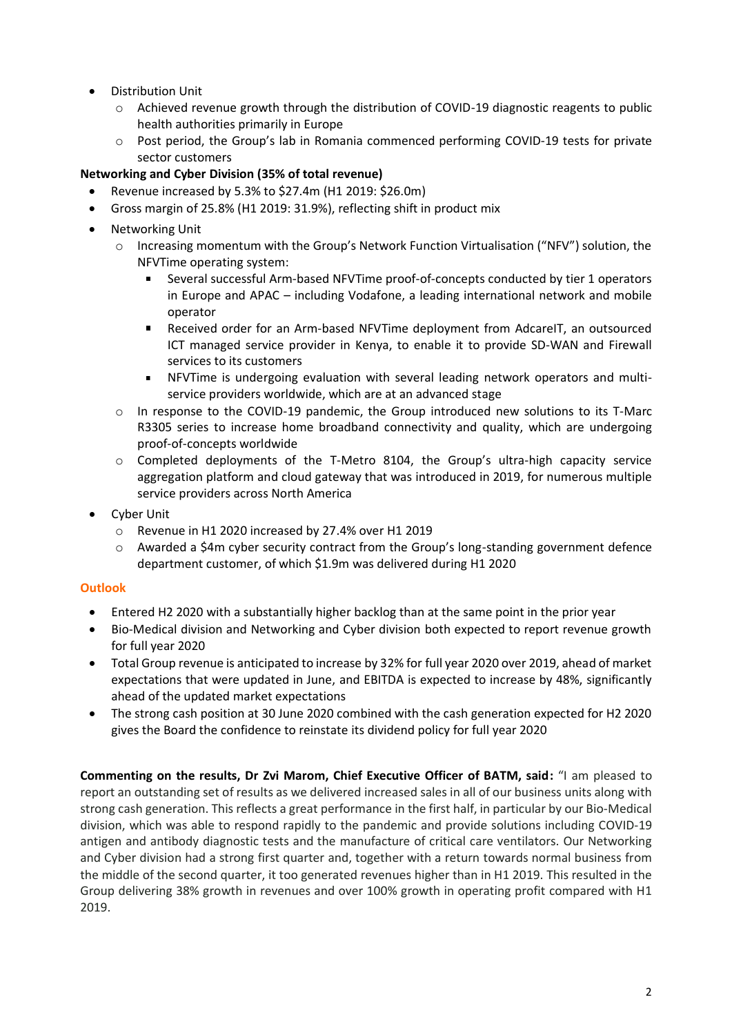- Distribution Unit
  - Achieved revenue growth through the distribution of COVID-19 diagnostic reagents to public health authorities primarily in Europe
  - Post period, the Group's lab in Romania commenced performing COVID-19 tests for private sector customers

**Networking and Cyber Division (35% of total revenue)**

- Revenue increased by 5.3% to $27.4m (H1 2019: $26.0m)
- Gross margin of 25.8% (H1 2019: 31.9%), reflecting shift in product mix
- Networking Unit
  - Increasing momentum with the Group's Network Function Virtualisation ("NFV") solution, the NFVTime operating system:
    - Several successful Arm-based NFVTime proof-of-concepts conducted by tier 1 operators in Europe and APAC – including Vodafone, a leading international network and mobile operator
    - Received order for an Arm-based NFVTime deployment from AdcareIT, an outsourced ICT managed service provider in Kenya, to enable it to provide SD-WAN and Firewall services to its customers
    - NFVTime is undergoing evaluation with several leading network operators and multi-service providers worldwide, which are at an advanced stage
  - In response to the COVID-19 pandemic, the Group introduced new solutions to its T-Marc R3305 series to increase home broadband connectivity and quality, which are undergoing proof-of-concepts worldwide
  - Completed deployments of the T-Metro 8104, the Group's ultra-high capacity service aggregation platform and cloud gateway that was introduced in 2019, for numerous multiple service providers across North America
- Cyber Unit
  - Revenue in H1 2020 increased by 27.4% over H1 2019
  - Awarded a $4m cyber security contract from the Group's long-standing government defence department customer, of which $1.9m was delivered during H1 2020

## Outlook

- Entered H2 2020 with a substantially higher backlog than at the same point in the prior year
- Bio-Medical division and Networking and Cyber division both expected to report revenue growth for full year 2020
- Total Group revenue is anticipated to increase by 32% for full year 2020 over 2019, ahead of market expectations that were updated in June, and EBITDA is expected to increase by 48%, significantly ahead of the updated market expectations
- The strong cash position at 30 June 2020 combined with the cash generation expected for H2 2020 gives the Board the confidence to reinstate its dividend policy for full year 2020

**Commenting on the results, Dr Zvi Marom, Chief Executive Officer of BATM, said:** "I am pleased to report an outstanding set of results as we delivered increased sales in all of our business units along with strong cash generation. This reflects a great performance in the first half, in particular by our Bio-Medical division, which was able to respond rapidly to the pandemic and provide solutions including COVID-19 antigen and antibody diagnostic tests and the manufacture of critical care ventilators. Our Networking and Cyber division had a strong first quarter and, together with a return towards normal business from the middle of the second quarter, it too generated revenues higher than in H1 2019. This resulted in the Group delivering 38% growth in revenues and over 100% growth in operating profit compared with H1 2019.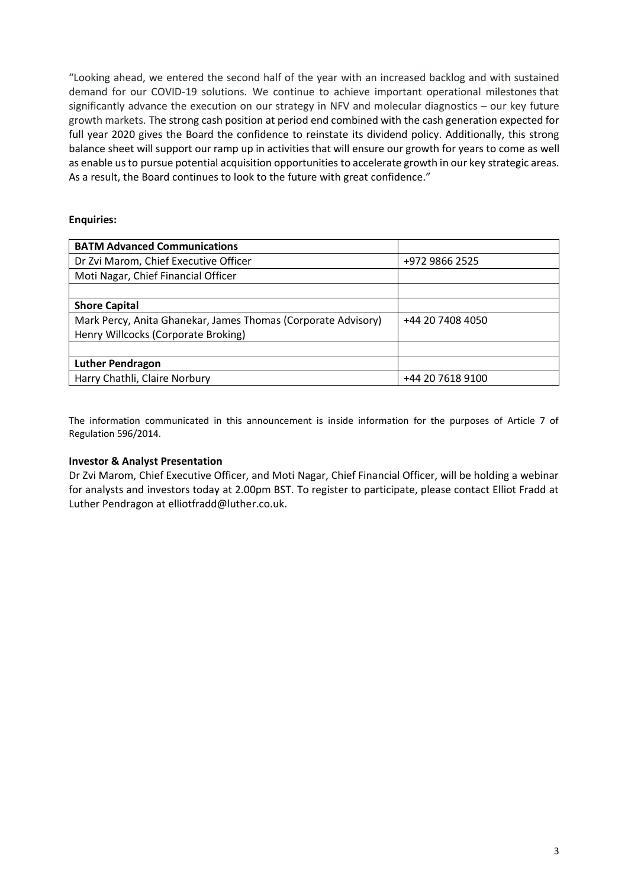"Looking ahead, we entered the second half of the year with an increased backlog and with sustained demand for our COVID-19 solutions. We continue to achieve important operational milestones that significantly advance the execution on our strategy in NFV and molecular diagnostics – our key future growth markets. The strong cash position at period end combined with the cash generation expected for full year 2020 gives the Board the confidence to reinstate its dividend policy. Additionally, this strong balance sheet will support our ramp up in activities that will ensure our growth for years to come as well as enable us to pursue potential acquisition opportunities to accelerate growth in our key strategic areas. As a result, the Board continues to look to the future with great confidence."

**Enquiries:**

| **BATM Advanced Communications** | |
|---|---|
| Dr Zvi Marom, Chief Executive Officer | +972 9866 2525 |
| Moti Nagar, Chief Financial Officer | |
| | |
| **Shore Capital** | |
| Mark Percy, Anita Ghanekar, James Thomas (Corporate Advisory)<br>Henry Willcocks (Corporate Broking) | +44 20 7408 4050 |
| | |
| **Luther Pendragon** | |
| Harry Chathli, Claire Norbury | +44 20 7618 9100 |

The information communicated in this announcement is inside information for the purposes of Article 7 of Regulation 596/2014.

**Investor & Analyst Presentation**

Dr Zvi Marom, Chief Executive Officer, and Moti Nagar, Chief Financial Officer, will be holding a webinar for analysts and investors today at 2.00pm BST. To register to participate, please contact Elliot Fradd at Luther Pendragon at elliotfradd@luther.co.uk.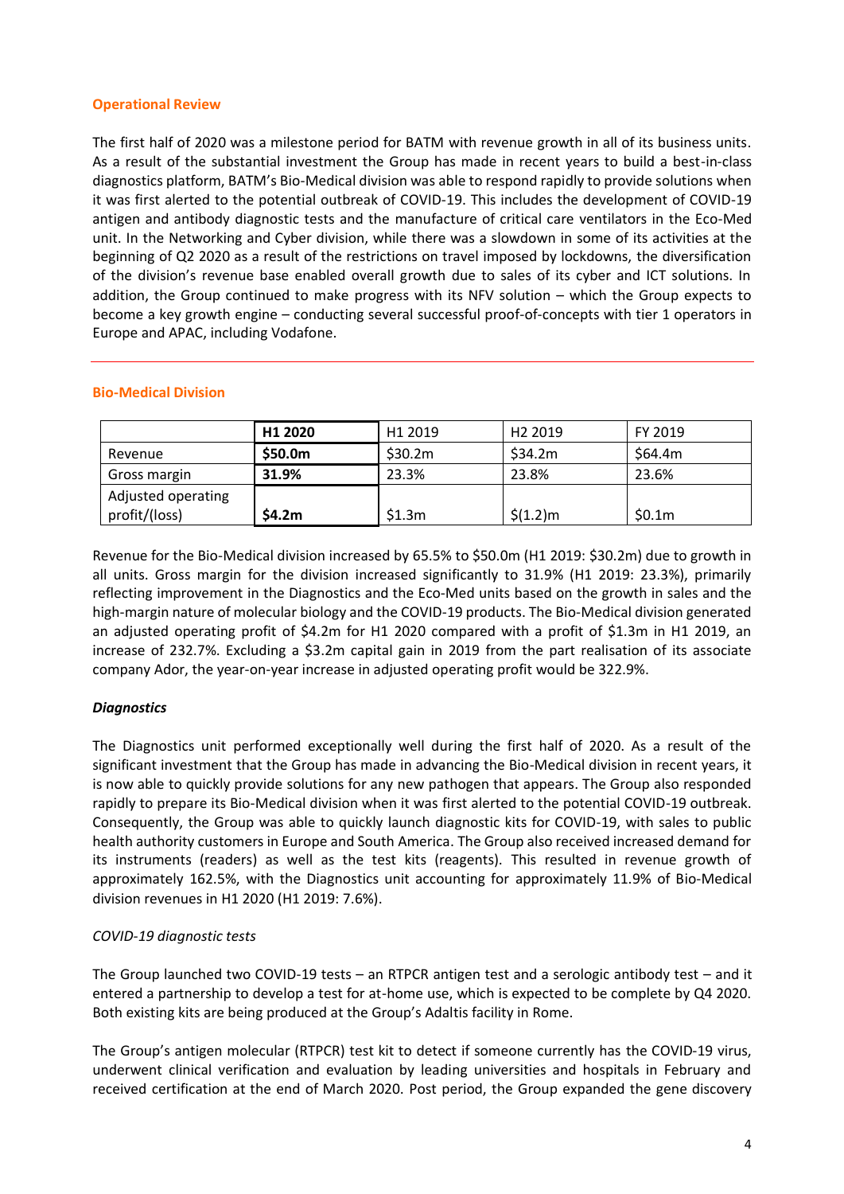## Operational Review

The first half of 2020 was a milestone period for BATM with revenue growth in all of its business units. As a result of the substantial investment the Group has made in recent years to build a best-in-class diagnostics platform, BATM's Bio-Medical division was able to respond rapidly to provide solutions when it was first alerted to the potential outbreak of COVID-19. This includes the development of COVID-19 antigen and antibody diagnostic tests and the manufacture of critical care ventilators in the Eco-Med unit. In the Networking and Cyber division, while there was a slowdown in some of its activities at the beginning of Q2 2020 as a result of the restrictions on travel imposed by lockdowns, the diversification of the division's revenue base enabled overall growth due to sales of its cyber and ICT solutions. In addition, the Group continued to make progress with its NFV solution – which the Group expects to become a key growth engine – conducting several successful proof-of-concepts with tier 1 operators in Europe and APAC, including Vodafone.

## Bio-Medical Division

| | **H1 2020** | H1 2019 | H2 2019 | FY 2019 |
|---|---|---|---|---|
| Revenue | **$50.0m** | $30.2m | $34.2m | $64.4m |
| Gross margin | **31.9%** | 23.3% | 23.8% | 23.6% |
| Adjusted operating profit/(loss) | **$4.2m** | $1.3m | $(1.2)m | $0.1m |

Revenue for the Bio-Medical division increased by 65.5% to $50.0m (H1 2019: $30.2m) due to growth in all units. Gross margin for the division increased significantly to 31.9% (H1 2019: 23.3%), primarily reflecting improvement in the Diagnostics and the Eco-Med units based on the growth in sales and the high-margin nature of molecular biology and the COVID-19 products. The Bio-Medical division generated an adjusted operating profit of $4.2m for H1 2020 compared with a profit of $1.3m in H1 2019, an increase of 232.7%. Excluding a $3.2m capital gain in 2019 from the part realisation of its associate company Ador, the year-on-year increase in adjusted operating profit would be 322.9%.

### *Diagnostics*

The Diagnostics unit performed exceptionally well during the first half of 2020. As a result of the significant investment that the Group has made in advancing the Bio-Medical division in recent years, it is now able to quickly provide solutions for any new pathogen that appears. The Group also responded rapidly to prepare its Bio-Medical division when it was first alerted to the potential COVID-19 outbreak. Consequently, the Group was able to quickly launch diagnostic kits for COVID-19, with sales to public health authority customers in Europe and South America. The Group also received increased demand for its instruments (readers) as well as the test kits (reagents). This resulted in revenue growth of approximately 162.5%, with the Diagnostics unit accounting for approximately 11.9% of Bio-Medical division revenues in H1 2020 (H1 2019: 7.6%).

*COVID-19 diagnostic tests*

The Group launched two COVID-19 tests – an RTPCR antigen test and a serologic antibody test – and it entered a partnership to develop a test for at-home use, which is expected to be complete by Q4 2020. Both existing kits are being produced at the Group's Adaltis facility in Rome.

The Group's antigen molecular (RTPCR) test kit to detect if someone currently has the COVID-19 virus, underwent clinical verification and evaluation by leading universities and hospitals in February and received certification at the end of March 2020. Post period, the Group expanded the gene discovery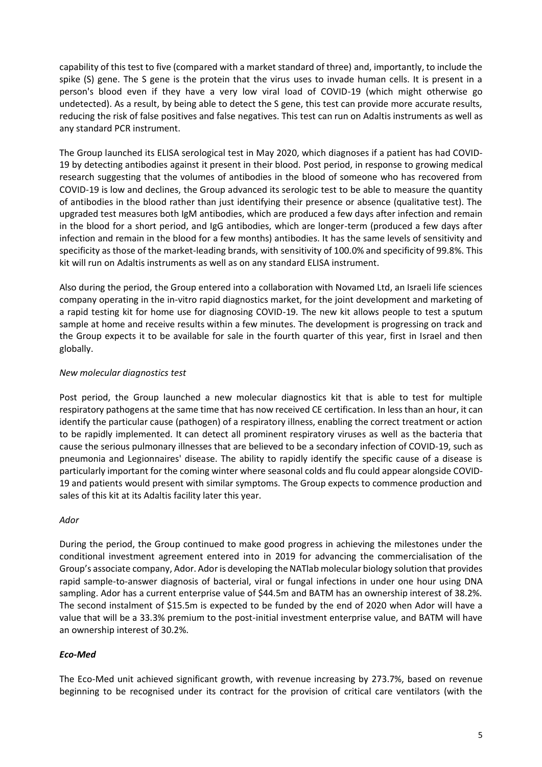capability of this test to five (compared with a market standard of three) and, importantly, to include the spike (S) gene. The S gene is the protein that the virus uses to invade human cells. It is present in a person's blood even if they have a very low viral load of COVID-19 (which might otherwise go undetected). As a result, by being able to detect the S gene, this test can provide more accurate results, reducing the risk of false positives and false negatives. This test can run on Adaltis instruments as well as any standard PCR instrument.

The Group launched its ELISA serological test in May 2020, which diagnoses if a patient has had COVID-19 by detecting antibodies against it present in their blood. Post period, in response to growing medical research suggesting that the volumes of antibodies in the blood of someone who has recovered from COVID-19 is low and declines, the Group advanced its serologic test to be able to measure the quantity of antibodies in the blood rather than just identifying their presence or absence (qualitative test). The upgraded test measures both IgM antibodies, which are produced a few days after infection and remain in the blood for a short period, and IgG antibodies, which are longer-term (produced a few days after infection and remain in the blood for a few months) antibodies. It has the same levels of sensitivity and specificity as those of the market-leading brands, with sensitivity of 100.0% and specificity of 99.8%. This kit will run on Adaltis instruments as well as on any standard ELISA instrument.

Also during the period, the Group entered into a collaboration with Novamed Ltd, an Israeli life sciences company operating in the in-vitro rapid diagnostics market, for the joint development and marketing of a rapid testing kit for home use for diagnosing COVID-19. The new kit allows people to test a sputum sample at home and receive results within a few minutes. The development is progressing on track and the Group expects it to be available for sale in the fourth quarter of this year, first in Israel and then globally.

*New molecular diagnostics test*

Post period, the Group launched a new molecular diagnostics kit that is able to test for multiple respiratory pathogens at the same time that has now received CE certification. In less than an hour, it can identify the particular cause (pathogen) of a respiratory illness, enabling the correct treatment or action to be rapidly implemented. It can detect all prominent respiratory viruses as well as the bacteria that cause the serious pulmonary illnesses that are believed to be a secondary infection of COVID-19, such as pneumonia and Legionnaires' disease. The ability to rapidly identify the specific cause of a disease is particularly important for the coming winter where seasonal colds and flu could appear alongside COVID-19 and patients would present with similar symptoms. The Group expects to commence production and sales of this kit at its Adaltis facility later this year.

*Ador*

During the period, the Group continued to make good progress in achieving the milestones under the conditional investment agreement entered into in 2019 for advancing the commercialisation of the Group's associate company, Ador. Ador is developing the NATlab molecular biology solution that provides rapid sample-to-answer diagnosis of bacterial, viral or fungal infections in under one hour using DNA sampling. Ador has a current enterprise value of $44.5m and BATM has an ownership interest of 38.2%. The second instalment of $15.5m is expected to be funded by the end of 2020 when Ador will have a value that will be a 33.3% premium to the post-initial investment enterprise value, and BATM will have an ownership interest of 30.2%.

***Eco-Med***

The Eco-Med unit achieved significant growth, with revenue increasing by 273.7%, based on revenue beginning to be recognised under its contract for the provision of critical care ventilators (with the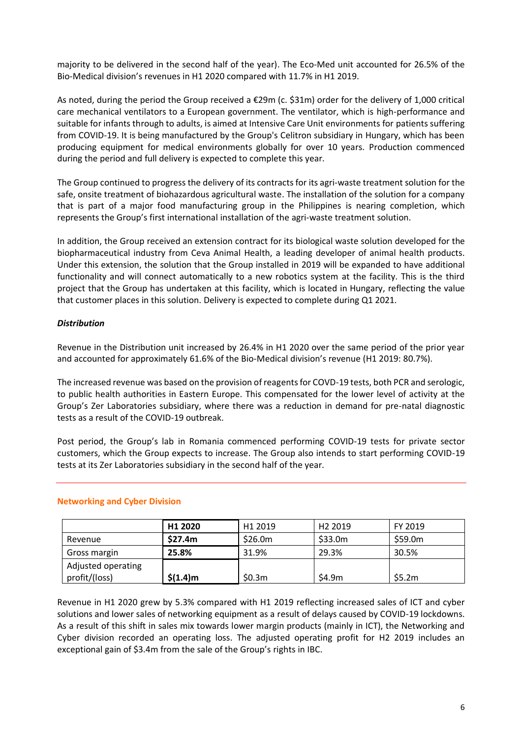majority to be delivered in the second half of the year). The Eco-Med unit accounted for 26.5% of the Bio-Medical division's revenues in H1 2020 compared with 11.7% in H1 2019.

As noted, during the period the Group received a €29m (c. $31m) order for the delivery of 1,000 critical care mechanical ventilators to a European government. The ventilator, which is high-performance and suitable for infants through to adults, is aimed at Intensive Care Unit environments for patients suffering from COVID-19. It is being manufactured by the Group's Celitron subsidiary in Hungary, which has been producing equipment for medical environments globally for over 10 years. Production commenced during the period and full delivery is expected to complete this year.

The Group continued to progress the delivery of its contracts for its agri-waste treatment solution for the safe, onsite treatment of biohazardous agricultural waste. The installation of the solution for a company that is part of a major food manufacturing group in the Philippines is nearing completion, which represents the Group's first international installation of the agri-waste treatment solution.

In addition, the Group received an extension contract for its biological waste solution developed for the biopharmaceutical industry from Ceva Animal Health, a leading developer of animal health products. Under this extension, the solution that the Group installed in 2019 will be expanded to have additional functionality and will connect automatically to a new robotics system at the facility. This is the third project that the Group has undertaken at this facility, which is located in Hungary, reflecting the value that customer places in this solution. Delivery is expected to complete during Q1 2021.

***Distribution***

Revenue in the Distribution unit increased by 26.4% in H1 2020 over the same period of the prior year and accounted for approximately 61.6% of the Bio-Medical division's revenue (H1 2019: 80.7%).

The increased revenue was based on the provision of reagents for COVD-19 tests, both PCR and serologic, to public health authorities in Eastern Europe. This compensated for the lower level of activity at the Group's Zer Laboratories subsidiary, where there was a reduction in demand for pre-natal diagnostic tests as a result of the COVID-19 outbreak.

Post period, the Group's lab in Romania commenced performing COVID-19 tests for private sector customers, which the Group expects to increase. The Group also intends to start performing COVID-19 tests at its Zer Laboratories subsidiary in the second half of the year.

## Networking and Cyber Division

| | **H1 2020** | H1 2019 | H2 2019 | FY 2019 |
|---|---|---|---|---|
| Revenue | **$27.4m** | $26.0m | $33.0m | $59.0m |
| Gross margin | **25.8%** | 31.9% | 29.3% | 30.5% |
| Adjusted operating profit/(loss) | **$(1.4)m** | $0.3m | $4.9m | $5.2m |

Revenue in H1 2020 grew by 5.3% compared with H1 2019 reflecting increased sales of ICT and cyber solutions and lower sales of networking equipment as a result of delays caused by COVID-19 lockdowns. As a result of this shift in sales mix towards lower margin products (mainly in ICT), the Networking and Cyber division recorded an operating loss. The adjusted operating profit for H2 2019 includes an exceptional gain of $3.4m from the sale of the Group's rights in IBC.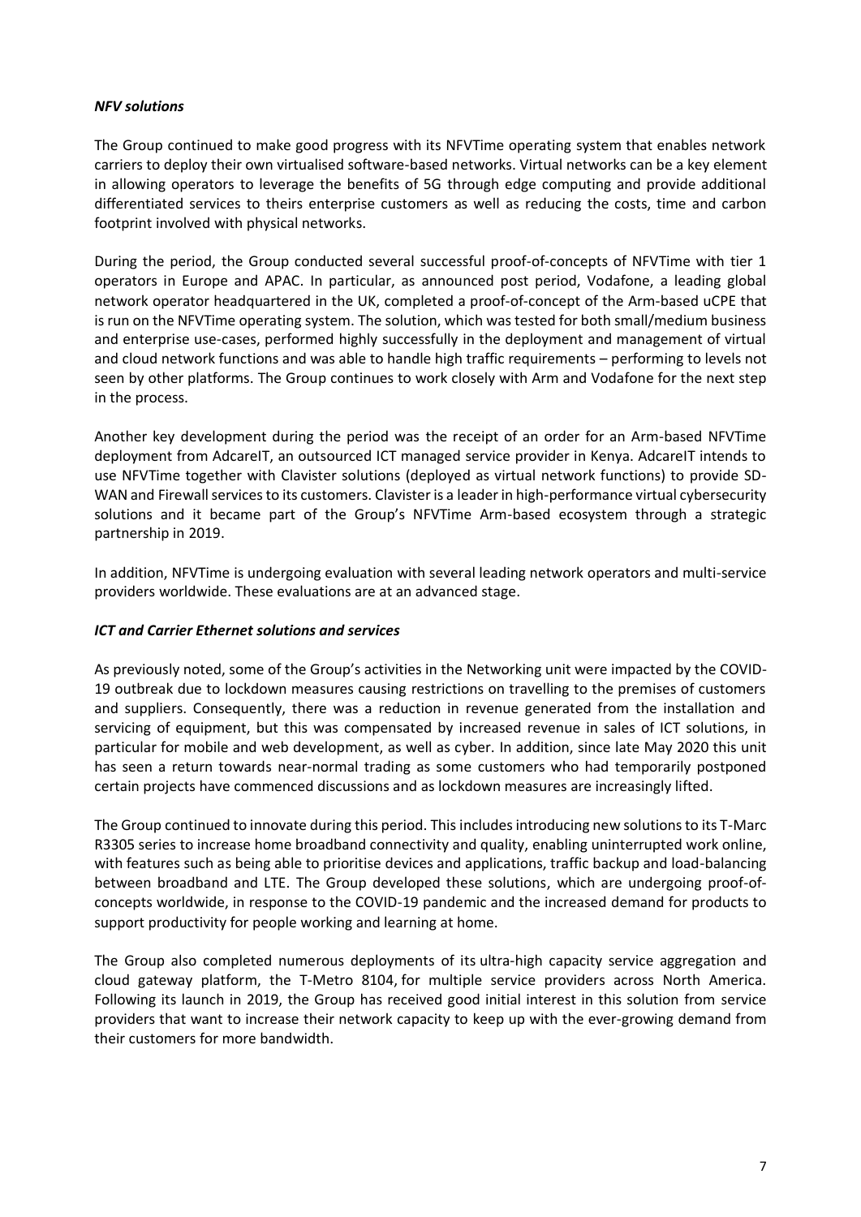### *NFV solutions*

The Group continued to make good progress with its NFVTime operating system that enables network carriers to deploy their own virtualised software-based networks. Virtual networks can be a key element in allowing operators to leverage the benefits of 5G through edge computing and provide additional differentiated services to theirs enterprise customers as well as reducing the costs, time and carbon footprint involved with physical networks.

During the period, the Group conducted several successful proof-of-concepts of NFVTime with tier 1 operators in Europe and APAC. In particular, as announced post period, Vodafone, a leading global network operator headquartered in the UK, completed a proof-of-concept of the Arm-based uCPE that is run on the NFVTime operating system. The solution, which was tested for both small/medium business and enterprise use-cases, performed highly successfully in the deployment and management of virtual and cloud network functions and was able to handle high traffic requirements – performing to levels not seen by other platforms. The Group continues to work closely with Arm and Vodafone for the next step in the process.

Another key development during the period was the receipt of an order for an Arm-based NFVTime deployment from AdcareIT, an outsourced ICT managed service provider in Kenya. AdcareIT intends to use NFVTime together with Clavister solutions (deployed as virtual network functions) to provide SD-WAN and Firewall services to its customers. Clavister is a leader in high-performance virtual cybersecurity solutions and it became part of the Group's NFVTime Arm-based ecosystem through a strategic partnership in 2019.

In addition, NFVTime is undergoing evaluation with several leading network operators and multi-service providers worldwide. These evaluations are at an advanced stage.

### *ICT and Carrier Ethernet solutions and services*

As previously noted, some of the Group's activities in the Networking unit were impacted by the COVID-19 outbreak due to lockdown measures causing restrictions on travelling to the premises of customers and suppliers. Consequently, there was a reduction in revenue generated from the installation and servicing of equipment, but this was compensated by increased revenue in sales of ICT solutions, in particular for mobile and web development, as well as cyber. In addition, since late May 2020 this unit has seen a return towards near-normal trading as some customers who had temporarily postponed certain projects have commenced discussions and as lockdown measures are increasingly lifted.

The Group continued to innovate during this period. This includes introducing new solutions to its T-Marc R3305 series to increase home broadband connectivity and quality, enabling uninterrupted work online, with features such as being able to prioritise devices and applications, traffic backup and load-balancing between broadband and LTE. The Group developed these solutions, which are undergoing proof-of-concepts worldwide, in response to the COVID-19 pandemic and the increased demand for products to support productivity for people working and learning at home.

The Group also completed numerous deployments of its ultra-high capacity service aggregation and cloud gateway platform, the T-Metro 8104, for multiple service providers across North America. Following its launch in 2019, the Group has received good initial interest in this solution from service providers that want to increase their network capacity to keep up with the ever-growing demand from their customers for more bandwidth.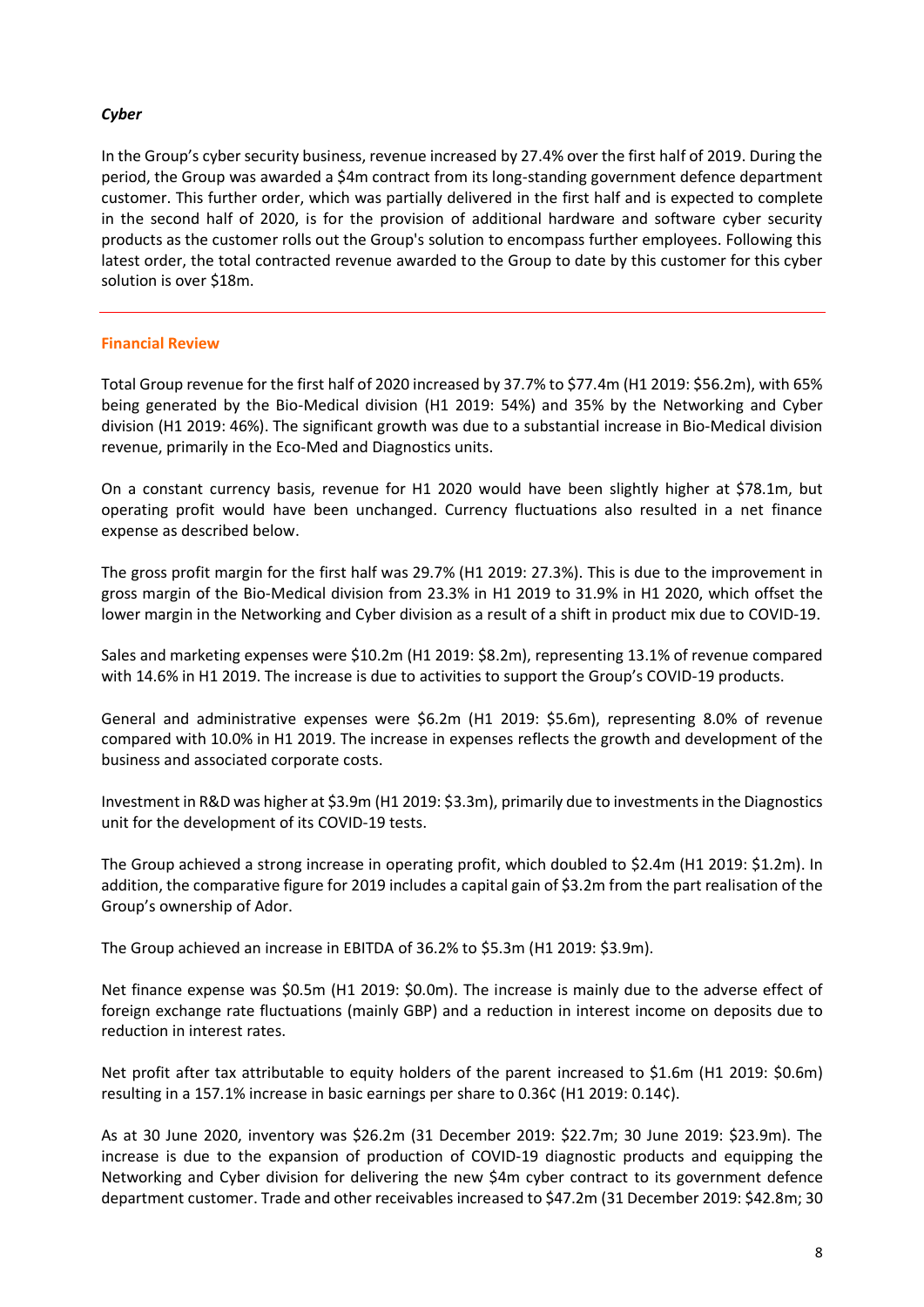### *Cyber*

In the Group's cyber security business, revenue increased by 27.4% over the first half of 2019. During the period, the Group was awarded a $4m contract from its long-standing government defence department customer. This further order, which was partially delivered in the first half and is expected to complete in the second half of 2020, is for the provision of additional hardware and software cyber security products as the customer rolls out the Group's solution to encompass further employees. Following this latest order, the total contracted revenue awarded to the Group to date by this customer for this cyber solution is over $18m.

---

## Financial Review

Total Group revenue for the first half of 2020 increased by 37.7% to $77.4m (H1 2019: $56.2m), with 65% being generated by the Bio-Medical division (H1 2019: 54%) and 35% by the Networking and Cyber division (H1 2019: 46%). The significant growth was due to a substantial increase in Bio-Medical division revenue, primarily in the Eco-Med and Diagnostics units.

On a constant currency basis, revenue for H1 2020 would have been slightly higher at $78.1m, but operating profit would have been unchanged. Currency fluctuations also resulted in a net finance expense as described below.

The gross profit margin for the first half was 29.7% (H1 2019: 27.3%). This is due to the improvement in gross margin of the Bio-Medical division from 23.3% in H1 2019 to 31.9% in H1 2020, which offset the lower margin in the Networking and Cyber division as a result of a shift in product mix due to COVID-19.

Sales and marketing expenses were $10.2m (H1 2019: $8.2m), representing 13.1% of revenue compared with 14.6% in H1 2019. The increase is due to activities to support the Group's COVID-19 products.

General and administrative expenses were $6.2m (H1 2019: $5.6m), representing 8.0% of revenue compared with 10.0% in H1 2019. The increase in expenses reflects the growth and development of the business and associated corporate costs.

Investment in R&D was higher at $3.9m (H1 2019: $3.3m), primarily due to investments in the Diagnostics unit for the development of its COVID-19 tests.

The Group achieved a strong increase in operating profit, which doubled to $2.4m (H1 2019: $1.2m). In addition, the comparative figure for 2019 includes a capital gain of $3.2m from the part realisation of the Group's ownership of Ador.

The Group achieved an increase in EBITDA of 36.2% to $5.3m (H1 2019: $3.9m).

Net finance expense was $0.5m (H1 2019: $0.0m). The increase is mainly due to the adverse effect of foreign exchange rate fluctuations (mainly GBP) and a reduction in interest income on deposits due to reduction in interest rates.

Net profit after tax attributable to equity holders of the parent increased to $1.6m (H1 2019: $0.6m) resulting in a 157.1% increase in basic earnings per share to 0.36¢ (H1 2019: 0.14¢).

As at 30 June 2020, inventory was $26.2m (31 December 2019: $22.7m; 30 June 2019: $23.9m). The increase is due to the expansion of production of COVID-19 diagnostic products and equipping the Networking and Cyber division for delivering the new $4m cyber contract to its government defence department customer. Trade and other receivables increased to $47.2m (31 December 2019: $42.8m; 30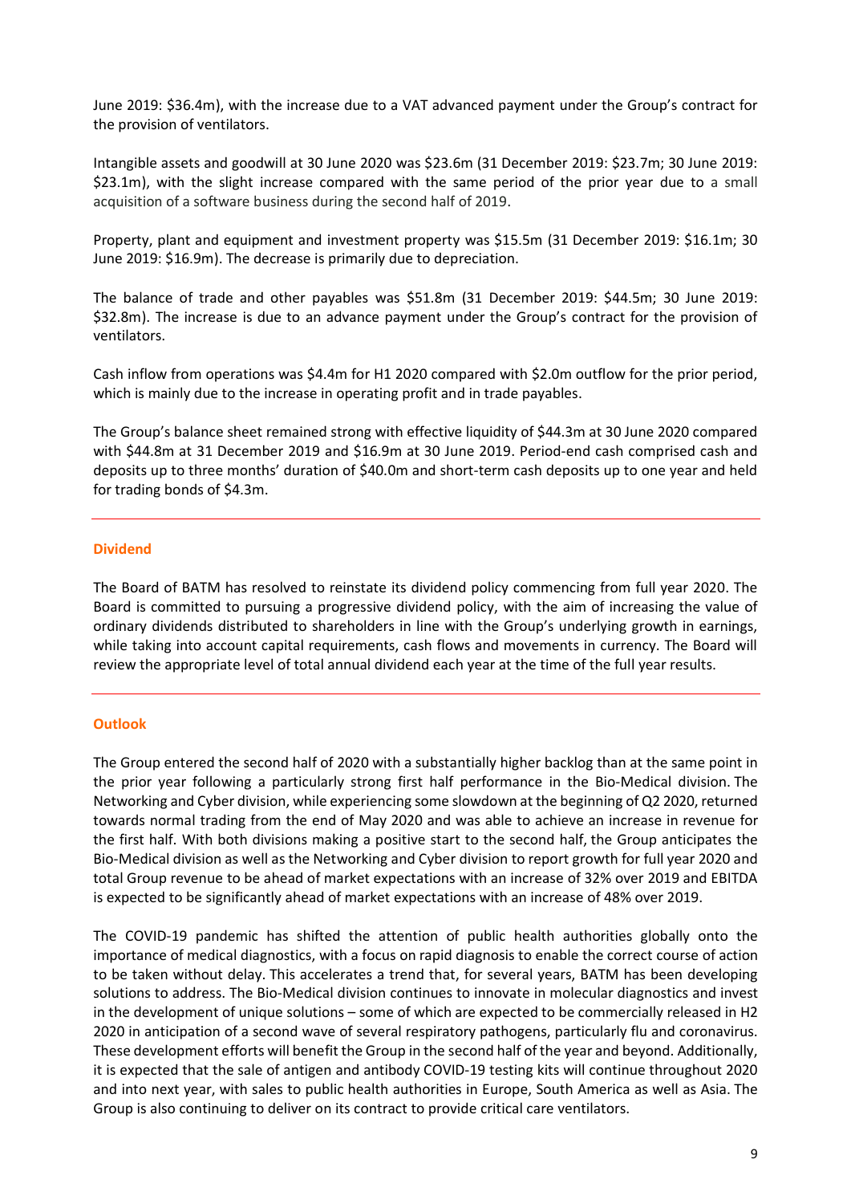June 2019: $36.4m), with the increase due to a VAT advanced payment under the Group's contract for the provision of ventilators.

Intangible assets and goodwill at 30 June 2020 was $23.6m (31 December 2019: $23.7m; 30 June 2019: $23.1m), with the slight increase compared with the same period of the prior year due to a small acquisition of a software business during the second half of 2019.

Property, plant and equipment and investment property was $15.5m (31 December 2019: $16.1m; 30 June 2019: $16.9m). The decrease is primarily due to depreciation.

The balance of trade and other payables was $51.8m (31 December 2019: $44.5m; 30 June 2019: $32.8m). The increase is due to an advance payment under the Group's contract for the provision of ventilators.

Cash inflow from operations was $4.4m for H1 2020 compared with $2.0m outflow for the prior period, which is mainly due to the increase in operating profit and in trade payables.

The Group's balance sheet remained strong with effective liquidity of $44.3m at 30 June 2020 compared with $44.8m at 31 December 2019 and $16.9m at 30 June 2019. Period-end cash comprised cash and deposits up to three months' duration of $40.0m and short-term cash deposits up to one year and held for trading bonds of $4.3m.

## Dividend

The Board of BATM has resolved to reinstate its dividend policy commencing from full year 2020. The Board is committed to pursuing a progressive dividend policy, with the aim of increasing the value of ordinary dividends distributed to shareholders in line with the Group's underlying growth in earnings, while taking into account capital requirements, cash flows and movements in currency. The Board will review the appropriate level of total annual dividend each year at the time of the full year results.

## Outlook

The Group entered the second half of 2020 with a substantially higher backlog than at the same point in the prior year following a particularly strong first half performance in the Bio-Medical division. The Networking and Cyber division, while experiencing some slowdown at the beginning of Q2 2020, returned towards normal trading from the end of May 2020 and was able to achieve an increase in revenue for the first half. With both divisions making a positive start to the second half, the Group anticipates the Bio-Medical division as well as the Networking and Cyber division to report growth for full year 2020 and total Group revenue to be ahead of market expectations with an increase of 32% over 2019 and EBITDA is expected to be significantly ahead of market expectations with an increase of 48% over 2019.

The COVID-19 pandemic has shifted the attention of public health authorities globally onto the importance of medical diagnostics, with a focus on rapid diagnosis to enable the correct course of action to be taken without delay. This accelerates a trend that, for several years, BATM has been developing solutions to address. The Bio-Medical division continues to innovate in molecular diagnostics and invest in the development of unique solutions – some of which are expected to be commercially released in H2 2020 in anticipation of a second wave of several respiratory pathogens, particularly flu and coronavirus. These development efforts will benefit the Group in the second half of the year and beyond. Additionally, it is expected that the sale of antigen and antibody COVID-19 testing kits will continue throughout 2020 and into next year, with sales to public health authorities in Europe, South America as well as Asia. The Group is also continuing to deliver on its contract to provide critical care ventilators.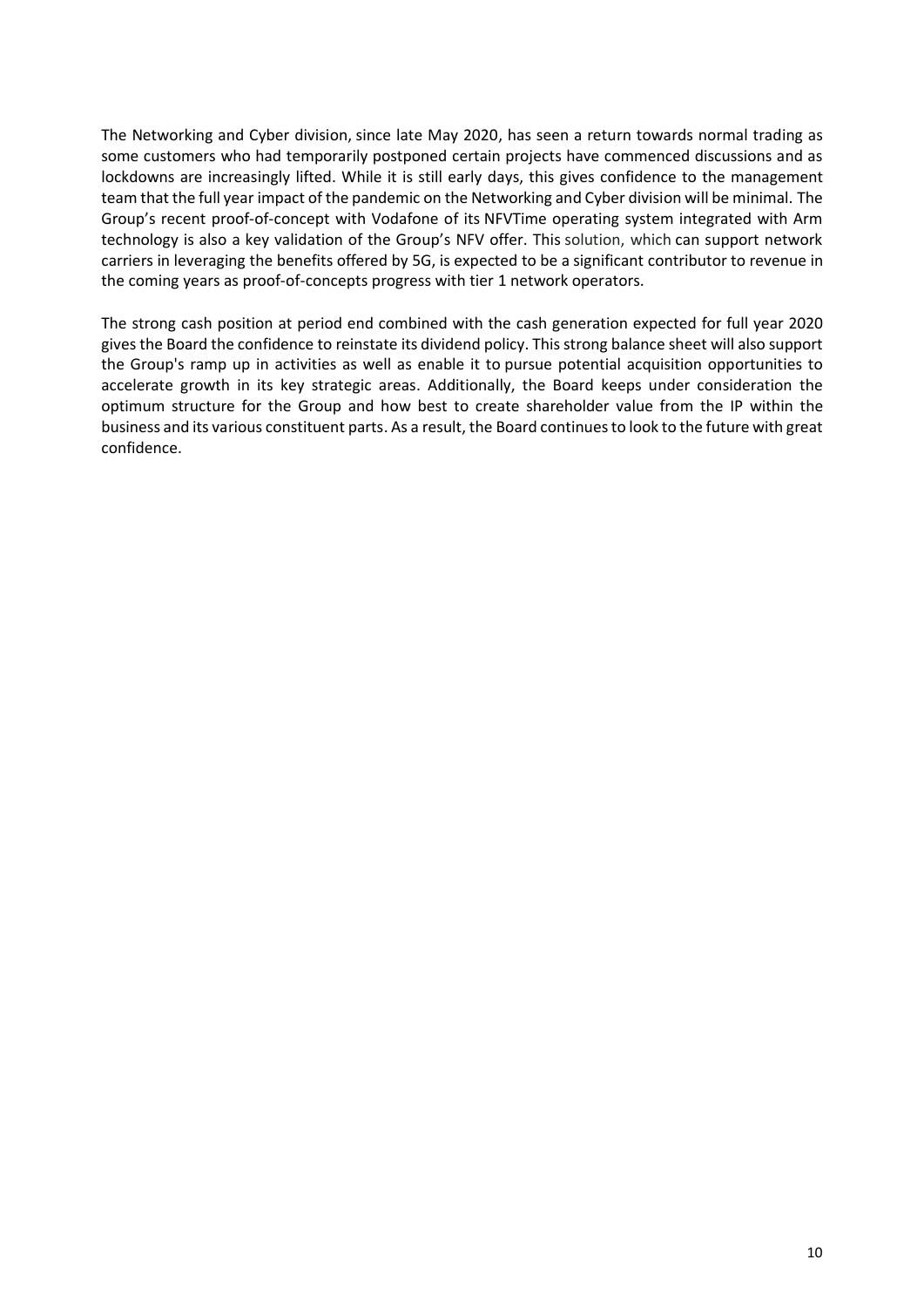The Networking and Cyber division, since late May 2020, has seen a return towards normal trading as some customers who had temporarily postponed certain projects have commenced discussions and as lockdowns are increasingly lifted. While it is still early days, this gives confidence to the management team that the full year impact of the pandemic on the Networking and Cyber division will be minimal. The Group's recent proof-of-concept with Vodafone of its NFVTime operating system integrated with Arm technology is also a key validation of the Group's NFV offer. This solution, which can support network carriers in leveraging the benefits offered by 5G, is expected to be a significant contributor to revenue in the coming years as proof-of-concepts progress with tier 1 network operators.

The strong cash position at period end combined with the cash generation expected for full year 2020 gives the Board the confidence to reinstate its dividend policy. This strong balance sheet will also support the Group's ramp up in activities as well as enable it to pursue potential acquisition opportunities to accelerate growth in its key strategic areas. Additionally, the Board keeps under consideration the optimum structure for the Group and how best to create shareholder value from the IP within the business and its various constituent parts. As a result, the Board continues to look to the future with great confidence.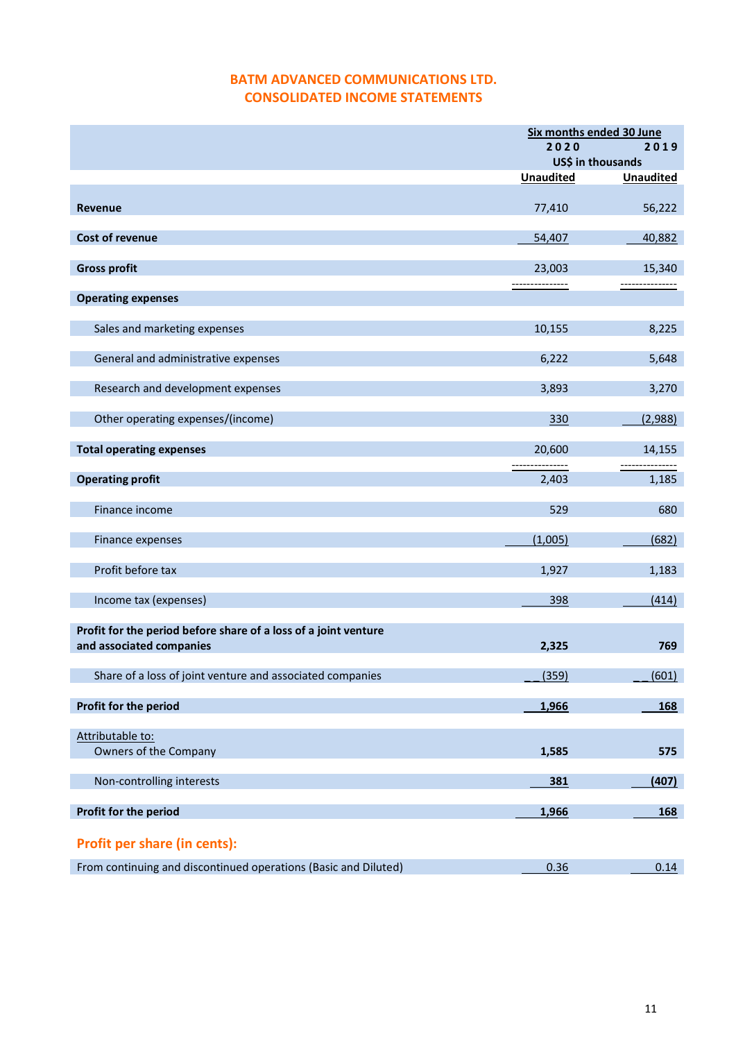# BATM ADVANCED COMMUNICATIONS LTD.
## CONSOLIDATED INCOME STATEMENTS

| | Six months ended 30 June | |
|---|---|---|
| | 2020 | 2019 |
| | US$ in thousands | |
| | Unaudited | Unaudited |
| **Revenue** | 77,410 | 56,222 |
| **Cost of revenue** | 54,407 | 40,882 |
| **Gross profit** | 23,003 | 15,340 |
| **Operating expenses** | | |
| Sales and marketing expenses | 10,155 | 8,225 |
| General and administrative expenses | 6,222 | 5,648 |
| Research and development expenses | 3,893 | 3,270 |
| Other operating expenses/(income) | 330 | (2,988) |
| **Total operating expenses** | 20,600 | 14,155 |
| **Operating profit** | 2,403 | 1,185 |
| Finance income | 529 | 680 |
| Finance expenses | (1,005) | (682) |
| Profit before tax | 1,927 | 1,183 |
| Income tax (expenses) | 398 | (414) |
| **Profit for the period before share of a loss of a joint venture and associated companies** | **2,325** | **769** |
| Share of a loss of joint venture and associated companies | (359) | (601) |
| **Profit for the period** | **1,966** | **168** |
| Attributable to: | | |
| Owners of the Company | **1,585** | **575** |
| Non-controlling interests | **381** | **(407)** |
| **Profit for the period** | **1,966** | **168** |

## Profit per share (in cents):

| | | |
|---|---|---|
| From continuing and discontinued operations (Basic and Diluted) | 0.36 | 0.14 |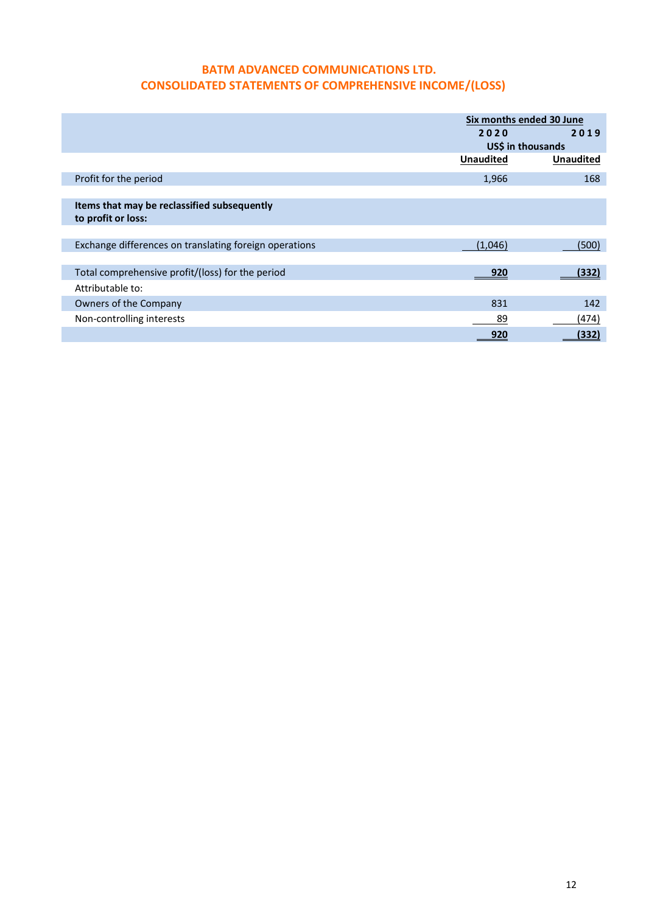## BATM ADVANCED COMMUNICATIONS LTD.
## CONSOLIDATED STATEMENTS OF COMPREHENSIVE INCOME/(LOSS)

| | Six months ended 30 June | |
|---|---|---|
| | 2020 | 2019 |
| | US$ in thousands | |
| | Unaudited | Unaudited |
| Profit for the period | 1,966 | 168 |
| **Items that may be reclassified subsequently to profit or loss:** | | |
| Exchange differences on translating foreign operations | (1,046) | (500) |
| Total comprehensive profit/(loss) for the period | **920** | **(332)** |
| Attributable to: | | |
| Owners of the Company | 831 | 142 |
| Non-controlling interests | 89 | (474) |
| | **920** | **(332)** |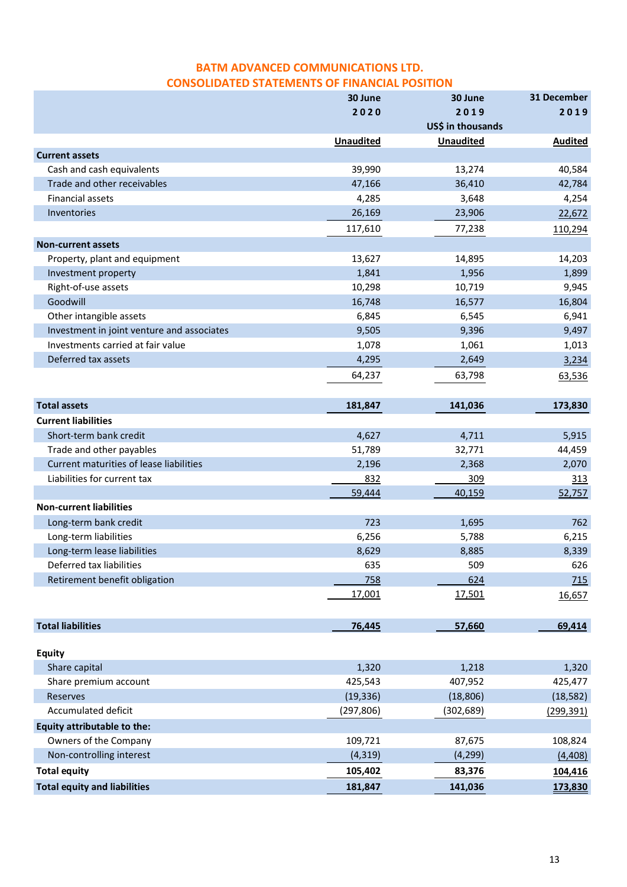## BATM ADVANCED COMMUNICATIONS LTD.
## CONSOLIDATED STATEMENTS OF FINANCIAL POSITION

| | 30 June 2020 | 30 June 2019 | 31 December 2019 |
|---|---|---|---|
| | | US$ in thousands | |
| | Unaudited | Unaudited | Audited |
| **Current assets** | | | |
| Cash and cash equivalents | 39,990 | 13,274 | 40,584 |
| Trade and other receivables | 47,166 | 36,410 | 42,784 |
| Financial assets | 4,285 | 3,648 | 4,254 |
| Inventories | 26,169 | 23,906 | 22,672 |
| | 117,610 | 77,238 | 110,294 |
| **Non-current assets** | | | |
| Property, plant and equipment | 13,627 | 14,895 | 14,203 |
| Investment property | 1,841 | 1,956 | 1,899 |
| Right-of-use assets | 10,298 | 10,719 | 9,945 |
| Goodwill | 16,748 | 16,577 | 16,804 |
| Other intangible assets | 6,845 | 6,545 | 6,941 |
| Investment in joint venture and associates | 9,505 | 9,396 | 9,497 |
| Investments carried at fair value | 1,078 | 1,061 | 1,013 |
| Deferred tax assets | 4,295 | 2,649 | 3,234 |
| | 64,237 | 63,798 | 63,536 |
| **Total assets** | **181,847** | **141,036** | **173,830** |
| **Current liabilities** | | | |
| Short-term bank credit | 4,627 | 4,711 | 5,915 |
| Trade and other payables | 51,789 | 32,771 | 44,459 |
| Current maturities of lease liabilities | 2,196 | 2,368 | 2,070 |
| Liabilities for current tax | 832 | 309 | 313 |
| | 59,444 | 40,159 | 52,757 |
| **Non-current liabilities** | | | |
| Long-term bank credit | 723 | 1,695 | 762 |
| Long-term liabilities | 6,256 | 5,788 | 6,215 |
| Long-term lease liabilities | 8,629 | 8,885 | 8,339 |
| Deferred tax liabilities | 635 | 509 | 626 |
| Retirement benefit obligation | 758 | 624 | 715 |
| | 17,001 | 17,501 | 16,657 |
| **Total liabilities** | **76,445** | **57,660** | **69,414** |
| **Equity** | | | |
| Share capital | 1,320 | 1,218 | 1,320 |
| Share premium account | 425,543 | 407,952 | 425,477 |
| Reserves | (19,336) | (18,806) | (18,582) |
| Accumulated deficit | (297,806) | (302,689) | (299,391) |
| **Equity attributable to the:** | | | |
| Owners of the Company | 109,721 | 87,675 | 108,824 |
| Non-controlling interest | (4,319) | (4,299) | (4,408) |
| **Total equity** | **105,402** | **83,376** | **104,416** |
| **Total equity and liabilities** | **181,847** | **141,036** | **173,830** |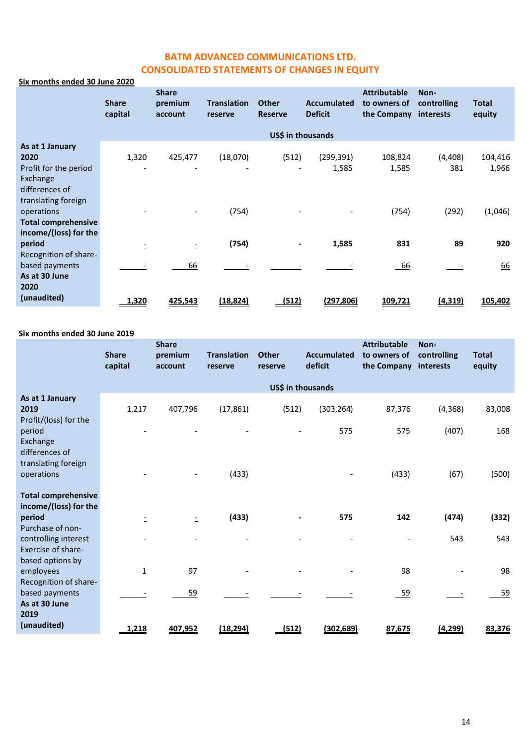# BATM ADVANCED COMMUNICATIONS LTD.
# CONSOLIDATED STATEMENTS OF CHANGES IN EQUITY

**Six months ended 30 June 2020**

| | Share capital | Share premium account | Translation reserve | Other Reserve | Accumulated Deficit | Attributable to owners of the Company | Non-controlling interests | Total equity |
|---|---|---|---|---|---|---|---|---|
| | | | | US$ in thousands | | | | |
| **As at 1 January 2020** | 1,320 | 425,477 | (18,070) | (512) | (299,391) | 108,824 | (4,408) | 104,416 |
| Profit for the period | - | - | - | - | 1,585 | 1,585 | 381 | 1,966 |
| Exchange differences of translating foreign operations | - | - | (754) | - | - | (754) | (292) | (1,046) |
| **Total comprehensive income/(loss) for the period** | - | - | **(754)** | **-** | **1,585** | **831** | **89** | **920** |
| Recognition of share-based payments | - | 66 | - | - | - | 66 | - | 66 |
| **As at 30 June 2020 (unaudited)** | **1,320** | **425,543** | **(18,824)** | **(512)** | **(297,806)** | **109,721** | **(4,319)** | **105,402** |

**Six months ended 30 June 2019**

| | Share capital | Share premium account | Translation reserve | Other reserve | Accumulated deficit | Attributable to owners of the Company | Non-controlling interests | Total equity |
|---|---|---|---|---|---|---|---|---|
| | | | | US$ in thousands | | | | |
| **As at 1 January 2019** | 1,217 | 407,796 | (17,861) | (512) | (303,264) | 87,376 | (4,368) | 83,008 |
| Profit/(loss) for the period | - | - | - | - | 575 | 575 | (407) | 168 |
| Exchange differences of translating foreign operations | - | - | (433) | | - | (433) | (67) | (500) |
| **Total comprehensive income/(loss) for the period** | - | - | **(433)** | **-** | **575** | **142** | **(474)** | **(332)** |
| Purchase of non-controlling interest | - | - | - | - | - | - | 543 | 543 |
| Exercise of share-based options by employees | 1 | 97 | - | - | - | 98 | - | 98 |
| Recognition of share-based payments | - | 59 | - | - | - | 59 | - | 59 |
| **As at 30 June 2019 (unaudited)** | **1,218** | **407,952** | **(18,294)** | **(512)** | **(302,689)** | **87,675** | **(4,299)** | **83,376** |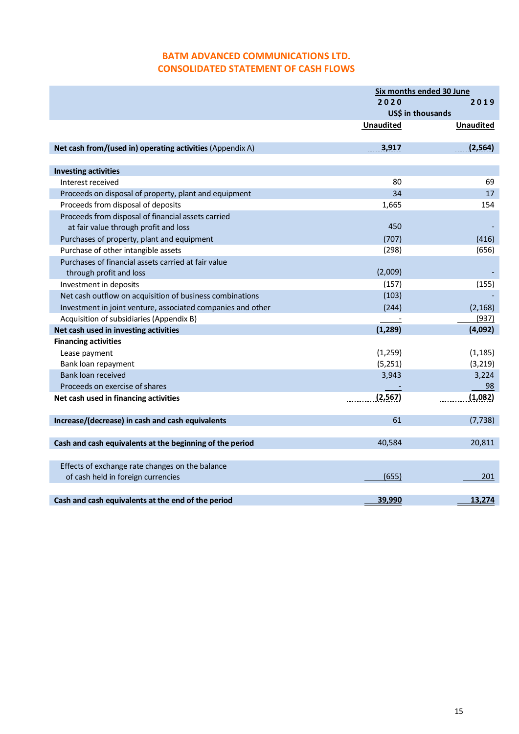# BATM ADVANCED COMMUNICATIONS LTD.
## CONSOLIDATED STATEMENT OF CASH FLOWS

| | Six months ended 30 June | |
|---|---|---|
| | 2020 | 2019 |
| | US$ in thousands | |
| | Unaudited | Unaudited |
| **Net cash from/(used in) operating activities** (Appendix A) | **3,917** | **(2,564)** |
| **Investing activities** | | |
| Interest received | 80 | 69 |
| Proceeds on disposal of property, plant and equipment | 34 | 17 |
| Proceeds from disposal of deposits | 1,665 | 154 |
| Proceeds from disposal of financial assets carried at fair value through profit and loss | 450 | - |
| Purchases of property, plant and equipment | (707) | (416) |
| Purchase of other intangible assets | (298) | (656) |
| Purchases of financial assets carried at fair value through profit and loss | (2,009) | - |
| Investment in deposits | (157) | (155) |
| Net cash outflow on acquisition of business combinations | (103) | - |
| Investment in joint venture, associated companies and other | (244) | (2,168) |
| Acquisition of subsidiaries (Appendix B) | - | (937) |
| **Net cash used in investing activities** | **(1,289)** | **(4,092)** |
| **Financing activities** | | |
| Lease payment | (1,259) | (1,185) |
| Bank loan repayment | (5,251) | (3,219) |
| Bank loan received | 3,943 | 3,224 |
| Proceeds on exercise of shares | - | 98 |
| **Net cash used in financing activities** | **(2,567)** | **(1,082)** |
| **Increase/(decrease) in cash and cash equivalents** | 61 | (7,738) |
| **Cash and cash equivalents at the beginning of the period** | 40,584 | 20,811 |
| Effects of exchange rate changes on the balance of cash held in foreign currencies | (655) | 201 |
| **Cash and cash equivalents at the end of the period** | **39,990** | **13,274** |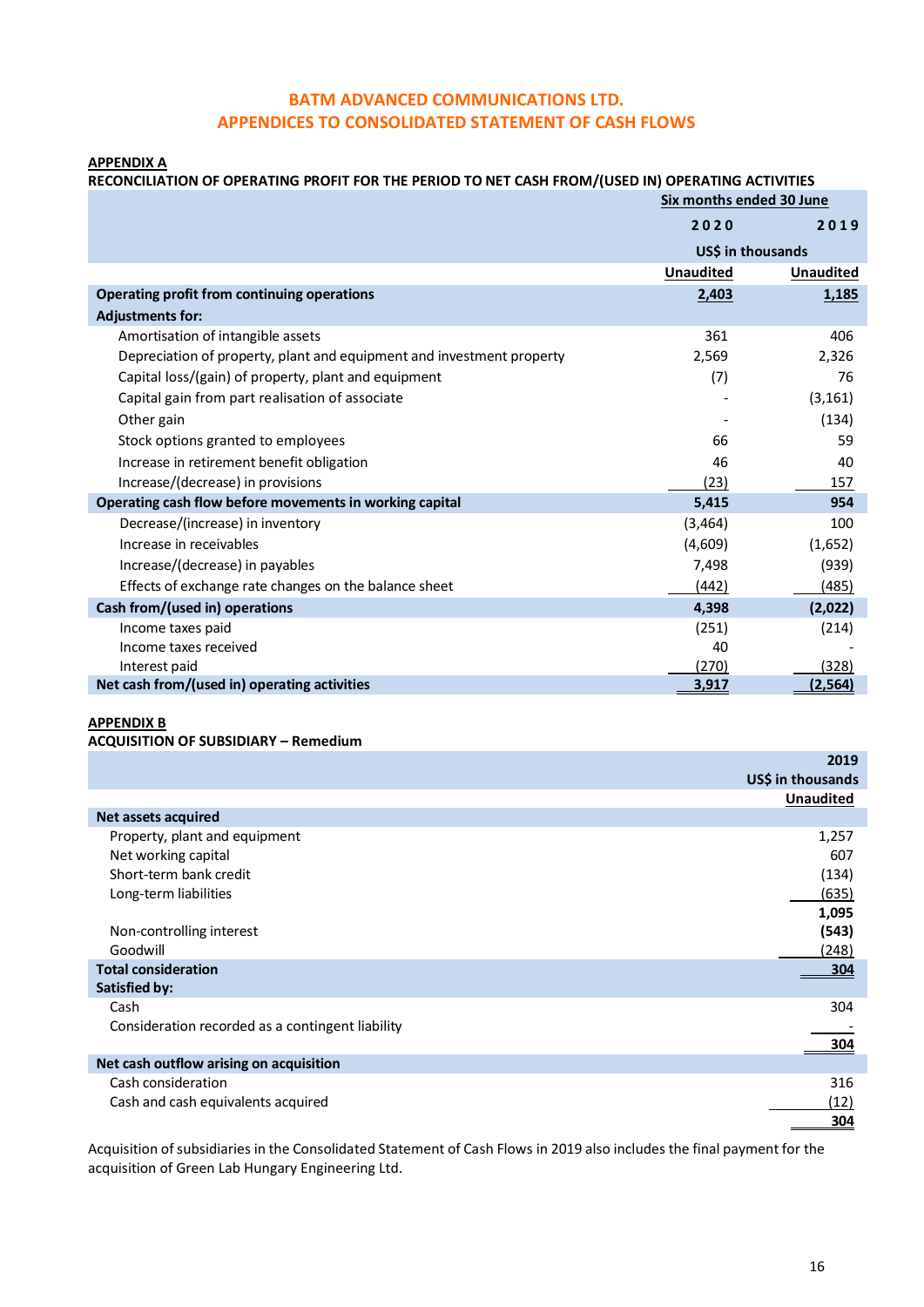# BATM ADVANCED COMMUNICATIONS LTD.
# APPENDICES TO CONSOLIDATED STATEMENT OF CASH FLOWS

**APPENDIX A**

**RECONCILIATION OF OPERATING PROFIT FOR THE PERIOD TO NET CASH FROM/(USED IN) OPERATING ACTIVITIES**

| | Six months ended 30 June | |
|---|---|---|
| | **2020** | **2019** |
| | US$ in thousands | |
| | Unaudited | Unaudited |
| **Operating profit from continuing operations** | **2,403** | **1,185** |
| **Adjustments for:** | | |
| Amortisation of intangible assets | 361 | 406 |
| Depreciation of property, plant and equipment and investment property | 2,569 | 2,326 |
| Capital loss/(gain) of property, plant and equipment | (7) | 76 |
| Capital gain from part realisation of associate | - | (3,161) |
| Other gain | - | (134) |
| Stock options granted to employees | 66 | 59 |
| Increase in retirement benefit obligation | 46 | 40 |
| Increase/(decrease) in provisions | (23) | 157 |
| **Operating cash flow before movements in working capital** | **5,415** | **954** |
| Decrease/(increase) in inventory | (3,464) | 100 |
| Increase in receivables | (4,609) | (1,652) |
| Increase/(decrease) in payables | 7,498 | (939) |
| Effects of exchange rate changes on the balance sheet | (442) | (485) |
| **Cash from/(used in) operations** | **4,398** | **(2,022)** |
| Income taxes paid | (251) | (214) |
| Income taxes received | 40 | - |
| Interest paid | (270) | (328) |
| **Net cash from/(used in) operating activities** | **3,917** | **(2,564)** |

**APPENDIX B**

**ACQUISITION OF SUBSIDIARY – Remedium**

| | 2019 |
|---|---|
| | US$ in thousands |
| | Unaudited |
| **Net assets acquired** | |
| Property, plant and equipment | 1,257 |
| Net working capital | 607 |
| Short-term bank credit | (134) |
| Long-term liabilities | (635) |
| | **1,095** |
| Non-controlling interest | **(543)** |
| Goodwill | (248) |
| **Total consideration** | **304** |
| **Satisfied by:** | |
| Cash | 304 |
| Consideration recorded as a contingent liability | - |
| | **304** |
| **Net cash outflow arising on acquisition** | |
| Cash consideration | 316 |
| Cash and cash equivalents acquired | (12) |
| | **304** |

Acquisition of subsidiaries in the Consolidated Statement of Cash Flows in 2019 also includes the final payment for the acquisition of Green Lab Hungary Engineering Ltd.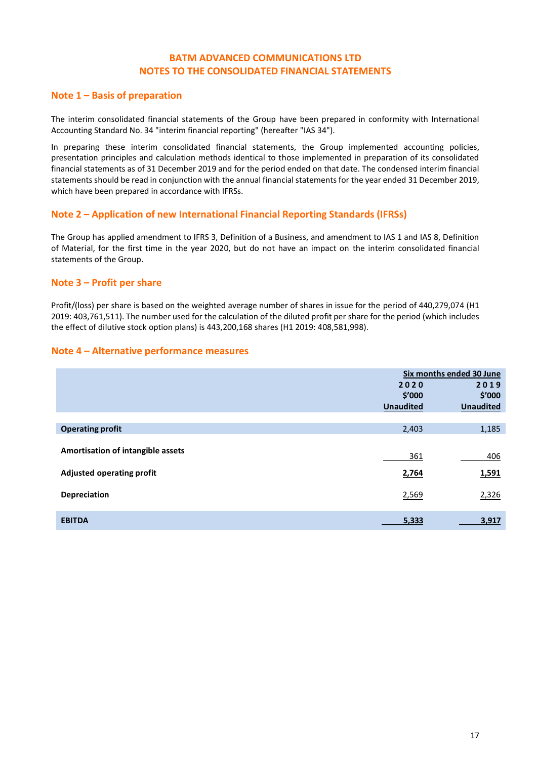# BATM ADVANCED COMMUNICATIONS LTD
# NOTES TO THE CONSOLIDATED FINANCIAL STATEMENTS

## Note 1 – Basis of preparation

The interim consolidated financial statements of the Group have been prepared in conformity with International Accounting Standard No. 34 "interim financial reporting" (hereafter "IAS 34").

In preparing these interim consolidated financial statements, the Group implemented accounting policies, presentation principles and calculation methods identical to those implemented in preparation of its consolidated financial statements as of 31 December 2019 and for the period ended on that date. The condensed interim financial statements should be read in conjunction with the annual financial statements for the year ended 31 December 2019, which have been prepared in accordance with IFRSs.

## Note 2 – Application of new International Financial Reporting Standards (IFRSs)

The Group has applied amendment to IFRS 3, Definition of a Business, and amendment to IAS 1 and IAS 8, Definition of Material, for the first time in the year 2020, but do not have an impact on the interim consolidated financial statements of the Group.

## Note 3 – Profit per share

Profit/(loss) per share is based on the weighted average number of shares in issue for the period of 440,279,074 (H1 2019: 403,761,511). The number used for the calculation of the diluted profit per share for the period (which includes the effect of dilutive stock option plans) is 443,200,168 shares (H1 2019: 408,581,998).

## Note 4 – Alternative performance measures

| | Six months ended 30 June | |
|---|---|---|
| | 2020<br>$'000<br>Unaudited | 2019<br>$'000<br>Unaudited |
| **Operating profit** | 2,403 | 1,185 |
| **Amortisation of intangible assets** | 361 | 406 |
| **Adjusted operating profit** | **2,764** | **1,591** |
| **Depreciation** | 2,569 | 2,326 |
| **EBITDA** | **5,333** | **3,917** |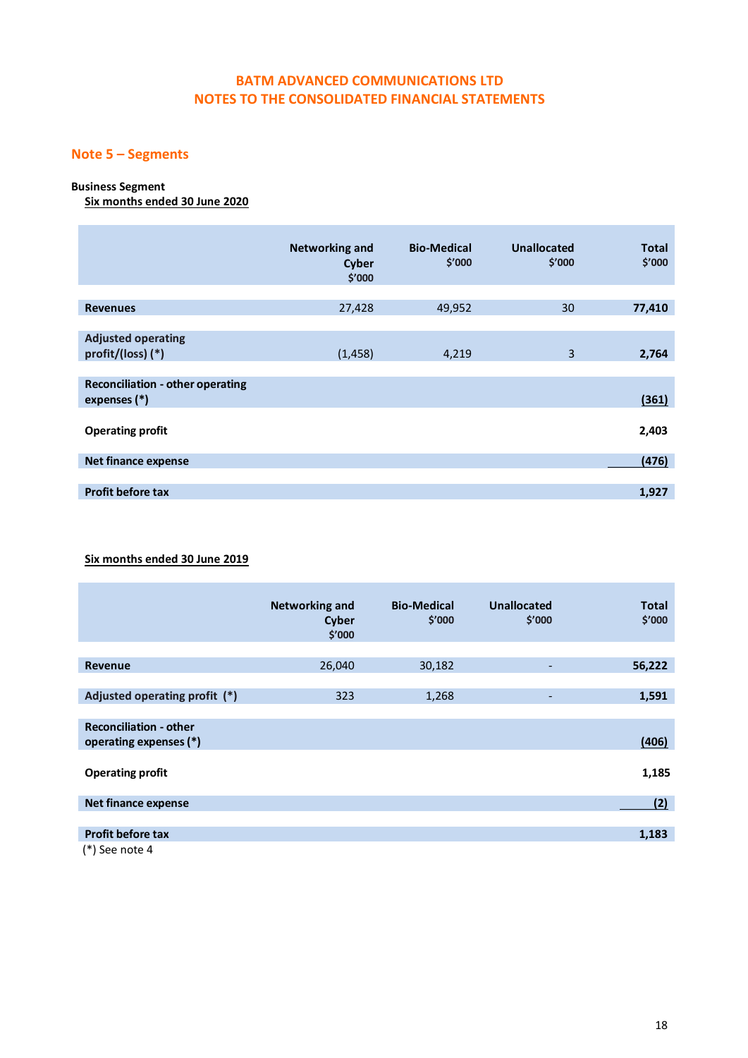**BATM ADVANCED COMMUNICATIONS LTD**
**NOTES TO THE CONSOLIDATED FINANCIAL STATEMENTS**

## Note 5 – Segments

**Business Segment**

**Six months ended 30 June 2020**

| | Networking and Cyber $'000 | Bio-Medical $'000 | Unallocated $'000 | Total $'000 |
|---|---|---|---|---|
| **Revenues** | 27,428 | 49,952 | 30 | **77,410** |
| **Adjusted operating profit/(loss) (*)** | (1,458) | 4,219 | 3 | **2,764** |
| **Reconciliation - other operating expenses (*)** | | | | **(361)** |
| **Operating profit** | | | | **2,403** |
| **Net finance expense** | | | | **(476)** |
| **Profit before tax** | | | | **1,927** |

**Six months ended 30 June 2019**

| | Networking and Cyber $'000 | Bio-Medical $'000 | Unallocated $'000 | Total $'000 |
|---|---|---|---|---|
| **Revenue** | 26,040 | 30,182 | - | **56,222** |
| **Adjusted operating profit (*)** | 323 | 1,268 | - | **1,591** |
| **Reconciliation - other operating expenses (*)** | | | | **(406)** |
| **Operating profit** | | | | **1,185** |
| **Net finance expense** | | | | **(2)** |
| **Profit before tax** | | | | **1,183** |

(*) See note 4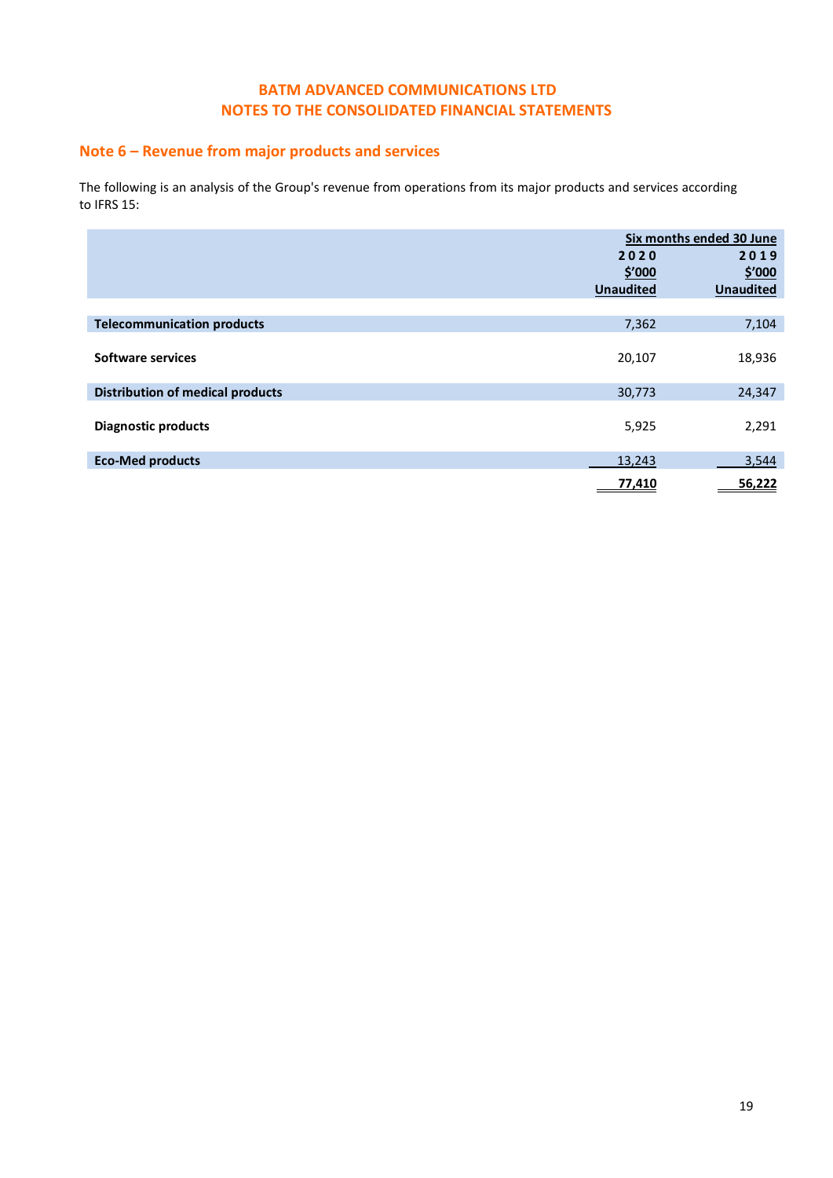# BATM ADVANCED COMMUNICATIONS LTD
# NOTES TO THE CONSOLIDATED FINANCIAL STATEMENTS

## Note 6 – Revenue from major products and services

The following is an analysis of the Group's revenue from operations from its major products and services according to IFRS 15:

| | Six months ended 30 June | |
|---|---|---|
| | 2020<br>$'000<br>Unaudited | 2019<br>$'000<br>Unaudited |
| **Telecommunication products** | 7,362 | 7,104 |
| **Software services** | 20,107 | 18,936 |
| **Distribution of medical products** | 30,773 | 24,347 |
| **Diagnostic products** | 5,925 | 2,291 |
| **Eco-Med products** | 13,243 | 3,544 |
| | **77,410** | **56,222** |